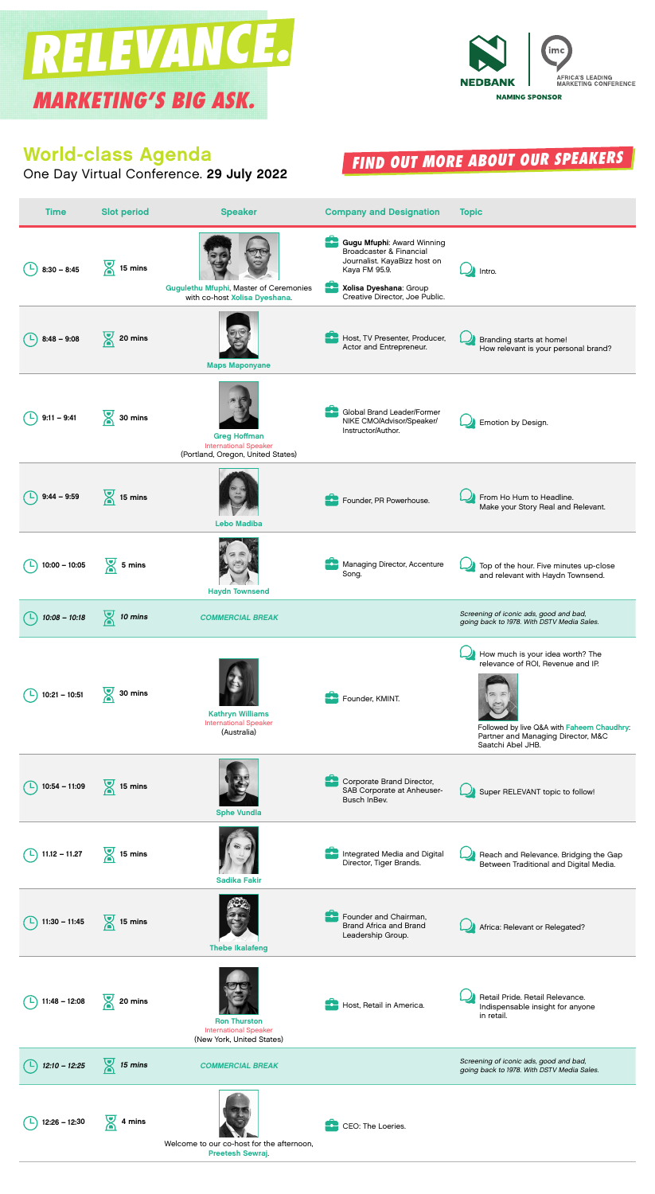# RELEVANCE.

## MARKETING'S BIG ASK.

NEDBANK | imc AFRICA'S LEADING MARKETING CONFERENCE

NAMING SPONSOR

## World-class Agenda

One Day Virtual Conference. **29 July 2022**

**FIND OUT MORE ABOUT OUR SPEAKERS**

| Time | Slot period | Speaker | Company and Designation | Topic |
|---|---|---|---|---|
| 8:30 – 8:45 | 15 mins | Gugulethu Mfuphi, Master of Ceremonies with co-host Xolisa Dyeshana. | **Gugu Mfuphi**: Award Winning Broadcaster & Financial Journalist. KayaBizz host on Kaya FM 95.9. **Xolisa Dyeshana**: Group Creative Director, Joe Public. | Intro. |
| 8:48 – 9:08 | 20 mins | Maps Maponyane | Host, TV Presenter, Producer, Actor and Entrepreneur. | Branding starts at home! How relevant is your personal brand? |
| 9:11 – 9:41 | 30 mins | Greg Hoffman International Speaker (Portland, Oregon, United States) | Global Brand Leader/Former NIKE CMO/Advisor/Speaker/Instructor/Author. | Emotion by Design. |
| 9:44 – 9:59 | 15 mins | Lebo Madiba | Founder, PR Powerhouse. | From Ho Hum to Headline. Make your Story Real and Relevant. |
| 10:00 – 10:05 | 5 mins | Haydn Townsend | Managing Director, Accenture Song. | Top of the hour. Five minutes up-close and relevant with Haydn Townsend. |
| *10:08 – 10:18* | *10 mins* | *COMMERCIAL BREAK* | | *Screening of iconic ads, good and bad, going back to 1978. With DSTV Media Sales.* |
| 10:21 – 10:51 | 30 mins | Kathryn Williams International Speaker (Australia) | Founder, KMINT. | How much is your idea worth? The relevance of ROI, Revenue and IP. Followed by live Q&A with Faheem Chaudhry: Partner and Managing Director, M&C Saatchi Abel JHB. |
| 10:54 – 11:09 | 15 mins | Sphe Vundla | Corporate Brand Director, SAB Corporate at Anheuser-Busch InBev. | Super RELEVANT topic to follow! |
| 11.12 – 11.27 | 15 mins | Sadika Fakir | Integrated Media and Digital Director, Tiger Brands. | Reach and Relevance. Bridging the Gap Between Traditional and Digital Media. |
| 11:30 – 11:45 | 15 mins | Thebe Ikalafeng | Founder and Chairman, Brand Africa and Brand Leadership Group. | Africa: Relevant or Relegated? |
| 11:48 – 12:08 | 20 mins | Ron Thurston International Speaker (New York, United States) | Host, Retail in America. | Retail Pride. Retail Relevance. Indispensable insight for anyone in retail. |
| *12:10 – 12:25* | *15 mins* | *COMMERCIAL BREAK* | | *Screening of iconic ads, good and bad, going back to 1978. With DSTV Media Sales.* |
| 12:26 – 12:30 | 4 mins | Welcome to our co-host for the afternoon, Preetesh Sewraj. | CEO: The Loeries. | |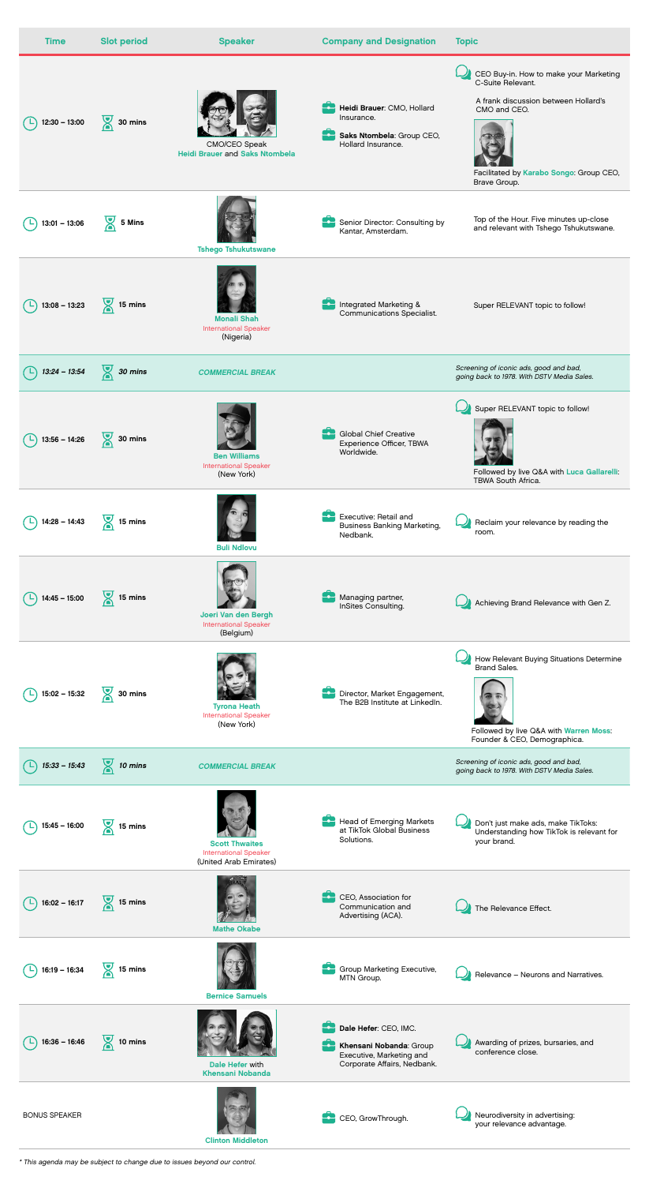| Time | Slot period | Speaker | Company and Designation | Topic |
| --- | --- | --- | --- | --- |
| 12:30 – 13:00 | 30 mins | CMO/CEO Speak **Heidi Brauer** and **Saks Ntombela** | **Heidi Brauer**: CMO, Hollard Insurance. **Saks Ntombela**: Group CEO, Hollard Insurance. | CEO Buy-in. How to make your Marketing C-Suite Relevant. A frank discussion between Hollard's CMO and CEO. Facilitated by **Karabo Songo**: Group CEO, Brave Group. |
| 13:01 – 13:06 | 5 Mins | **Tshego Tshukutswane** | Senior Director: Consulting by Kantar, Amsterdam. | Top of the Hour. Five minutes up-close and relevant with Tshego Tshukutswane. |
| 13:08 – 13:23 | 15 mins | **Monali Shah** International Speaker (Nigeria) | Integrated Marketing & Communications Specialist. | Super RELEVANT topic to follow! |
| *13:24 – 13:54* | *30 mins* | ***COMMERCIAL BREAK*** | | *Screening of iconic ads, good and bad, going back to 1978. With DSTV Media Sales.* |
| 13:56 – 14:26 | 30 mins | **Ben Williams** International Speaker (New York) | Global Chief Creative Experience Officer, TBWA Worldwide. | Super RELEVANT topic to follow! Followed by live Q&A with **Luca Gallarelli**: TBWA South Africa. |
| 14:28 – 14:43 | 15 mins | **Buli Ndlovu** | Executive: Retail and Business Banking Marketing, Nedbank. | Reclaim your relevance by reading the room. |
| 14:45 – 15:00 | 15 mins | **Joeri Van den Bergh** International Speaker (Belgium) | Managing partner, InSites Consulting. | Achieving Brand Relevance with Gen Z. |
| 15:02 – 15:32 | 30 mins | **Tyrona Heath** International Speaker (New York) | Director, Market Engagement, The B2B Institute at LinkedIn. | How Relevant Buying Situations Determine Brand Sales. Followed by live Q&A with **Warren Moss**: Founder & CEO, Demographica. |
| *15:33 – 15:43* | *10 mins* | ***COMMERCIAL BREAK*** | | *Screening of iconic ads, good and bad, going back to 1978. With DSTV Media Sales.* |
| 15:45 – 16:00 | 15 mins | **Scott Thwaites** International Speaker (United Arab Emirates) | Head of Emerging Markets at TikTok Global Business Solutions. | Don't just make ads, make TikToks: Understanding how TikTok is relevant for your brand. |
| 16:02 – 16:17 | 15 mins | **Mathe Okabe** | CEO, Association for Communication and Advertising (ACA). | The Relevance Effect. |
| 16:19 – 16:34 | 15 mins | **Bernice Samuels** | Group Marketing Executive, MTN Group. | Relevance – Neurons and Narratives. |
| 16:36 – 16:46 | 10 mins | **Dale Hefer** with **Khensani Nobanda** | **Dale Hefer**: CEO, IMC. **Khensani Nobanda**: Group Executive, Marketing and Corporate Affairs, Nedbank. | Awarding of prizes, bursaries, and conference close. |
| BONUS SPEAKER | | **Clinton Middleton** | CEO, GrowThrough. | Neurodiversity in advertising: your relevance advantage. |

*\* This agenda may be subject to change due to issues beyond our control.*